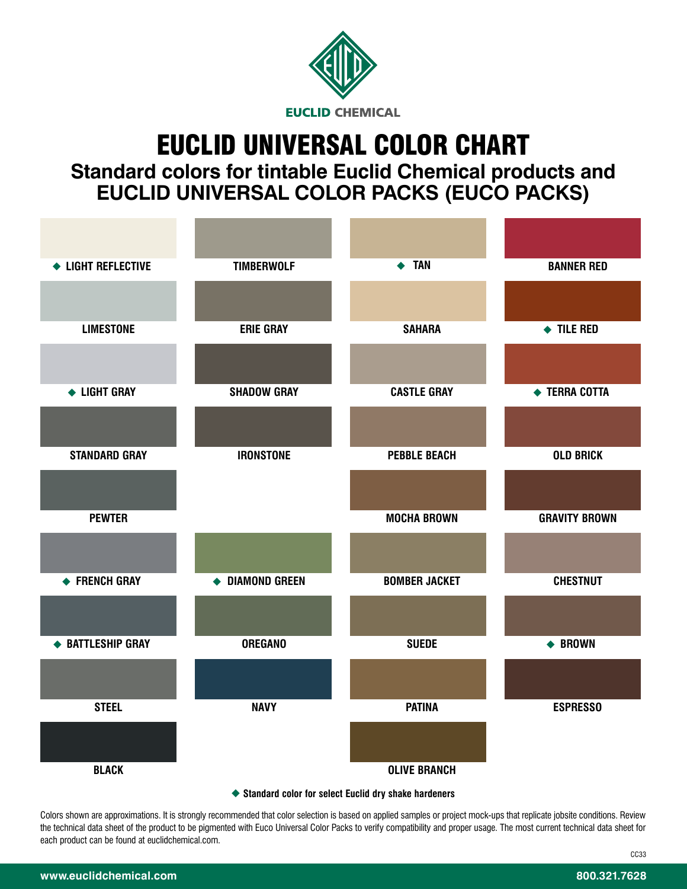EUCLID CHEMICAL

# EUCLID UNIVERSAL COLOR CHART

## Standard colors for tintable Euclid Chemical products and EUCLID UNIVERSAL COLOR PACKS (EUCO PACKS)

| | | | |
|---|---|---|---|
| ◆ LIGHT REFLECTIVE | TIMBERWOLF | ◆ TAN | BANNER RED |
| LIMESTONE | ERIE GRAY | SAHARA | ◆ TILE RED |
| ◆ LIGHT GRAY | SHADOW GRAY | CASTLE GRAY | ◆ TERRA COTTA |
| STANDARD GRAY | IRONSTONE | PEBBLE BEACH | OLD BRICK |
| PEWTER | | MOCHA BROWN | GRAVITY BROWN |
| ◆ FRENCH GRAY | ◆ DIAMOND GREEN | BOMBER JACKET | CHESTNUT |
| ◆ BATTLESHIP GRAY | OREGANO | SUEDE | ◆ BROWN |
| STEEL | NAVY | PATINA | ESPRESSO |
| BLACK | | OLIVE BRANCH | |

◆ **Standard color for select Euclid dry shake hardeners**

Colors shown are approximations. It is strongly recommended that color selection is based on applied samples or project mock-ups that replicate jobsite conditions. Review the technical data sheet of the product to be pigmented with Euco Universal Color Packs to verify compatibility and proper usage. The most current technical data sheet for each product can be found at euclidchemical.com.

CC33

www.euclidchemical.com 800.321.7628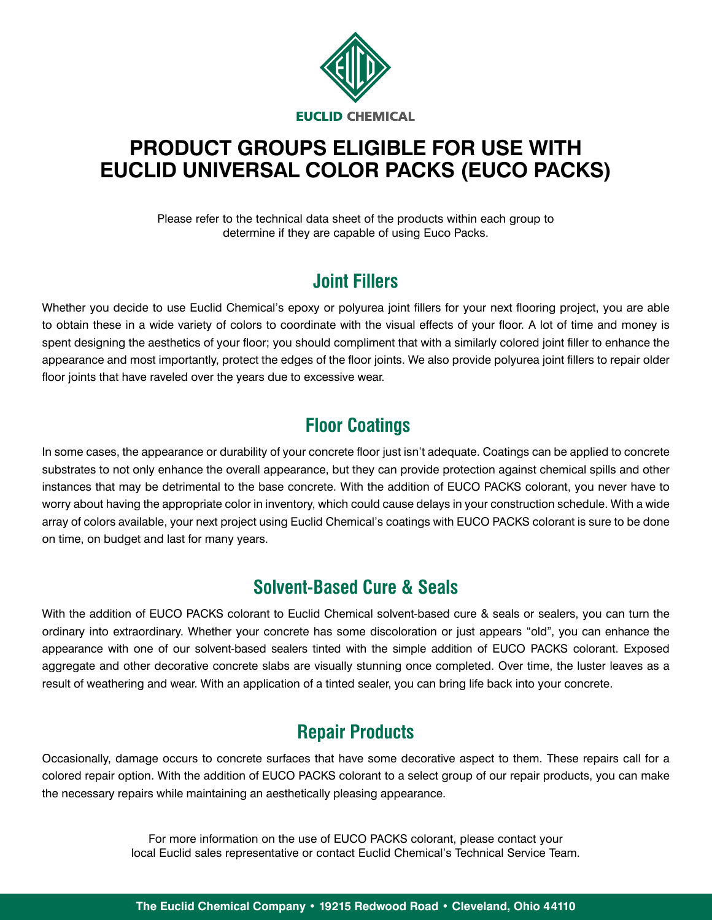EUCLID CHEMICAL

# PRODUCT GROUPS ELIGIBLE FOR USE WITH EUCLID UNIVERSAL COLOR PACKS (EUCO PACKS)

Please refer to the technical data sheet of the products within each group to determine if they are capable of using Euco Packs.

## Joint Fillers

Whether you decide to use Euclid Chemical's epoxy or polyurea joint fillers for your next flooring project, you are able to obtain these in a wide variety of colors to coordinate with the visual effects of your floor. A lot of time and money is spent designing the aesthetics of your floor; you should compliment that with a similarly colored joint filler to enhance the appearance and most importantly, protect the edges of the floor joints. We also provide polyurea joint fillers to repair older floor joints that have raveled over the years due to excessive wear.

## Floor Coatings

In some cases, the appearance or durability of your concrete floor just isn't adequate. Coatings can be applied to concrete substrates to not only enhance the overall appearance, but they can provide protection against chemical spills and other instances that may be detrimental to the base concrete. With the addition of EUCO PACKS colorant, you never have to worry about having the appropriate color in inventory, which could cause delays in your construction schedule. With a wide array of colors available, your next project using Euclid Chemical's coatings with EUCO PACKS colorant is sure to be done on time, on budget and last for many years.

## Solvent-Based Cure & Seals

With the addition of EUCO PACKS colorant to Euclid Chemical solvent-based cure & seals or sealers, you can turn the ordinary into extraordinary. Whether your concrete has some discoloration or just appears "old", you can enhance the appearance with one of our solvent-based sealers tinted with the simple addition of EUCO PACKS colorant. Exposed aggregate and other decorative concrete slabs are visually stunning once completed. Over time, the luster leaves as a result of weathering and wear. With an application of a tinted sealer, you can bring life back into your concrete.

## Repair Products

Occasionally, damage occurs to concrete surfaces that have some decorative aspect to them. These repairs call for a colored repair option. With the addition of EUCO PACKS colorant to a select group of our repair products, you can make the necessary repairs while maintaining an aesthetically pleasing appearance.

For more information on the use of EUCO PACKS colorant, please contact your local Euclid sales representative or contact Euclid Chemical's Technical Service Team.

**The Euclid Chemical Company • 19215 Redwood Road • Cleveland, Ohio 44110**